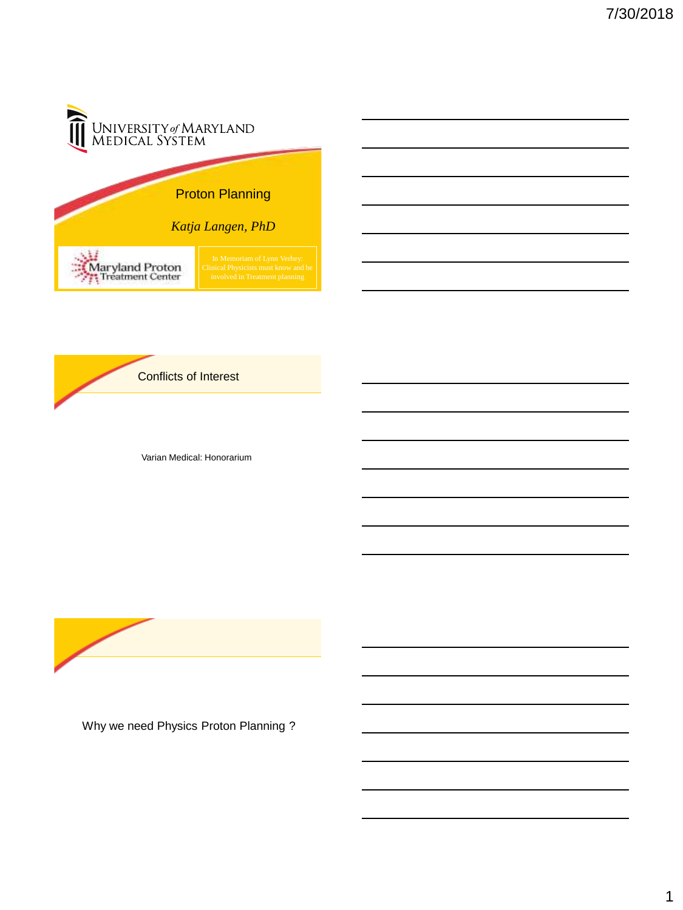UNIVERSITY of MARYLAND MEDICAL SYSTEM

# Proton Planning

*Katja Langen, PhD*

Maryland Proton Treatment Center

In Memoriam of Lynn Verhey: Clinical Physicists must know and be involved in Treatment planning

## Conflicts of Interest

Varian Medical: Honorarium

Why we need Physics Proton Planning ?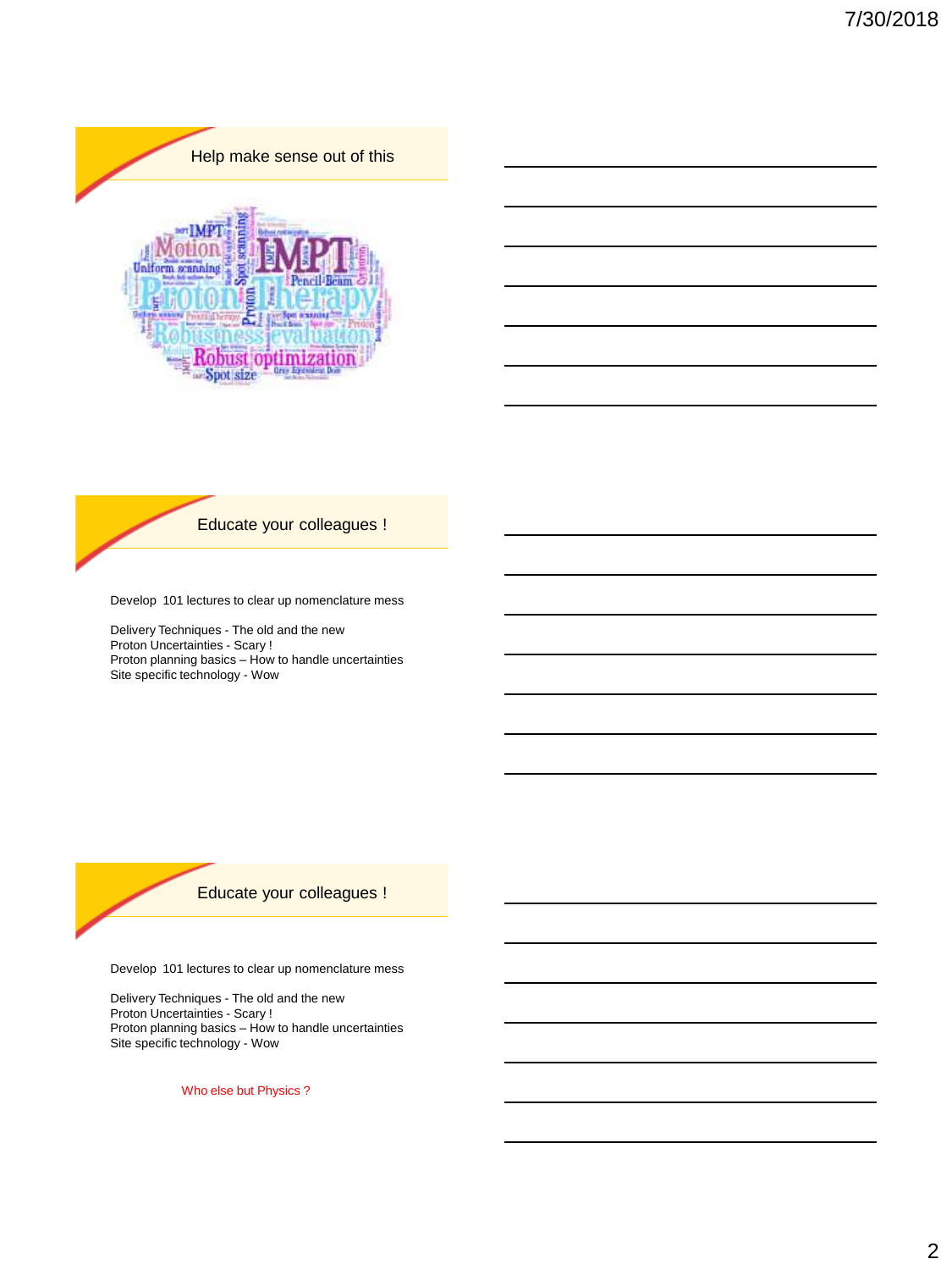## Help make sense out of this

## Educate your colleagues !

Develop 101 lectures to clear up nomenclature mess

Delivery Techniques - The old and the new
Proton Uncertainties - Scary !
Proton planning basics – How to handle uncertainties
Site specific technology - Wow

## Educate your colleagues !

Develop 101 lectures to clear up nomenclature mess

Delivery Techniques - The old and the new
Proton Uncertainties - Scary !
Proton planning basics – How to handle uncertainties
Site specific technology - Wow

Who else but Physics ?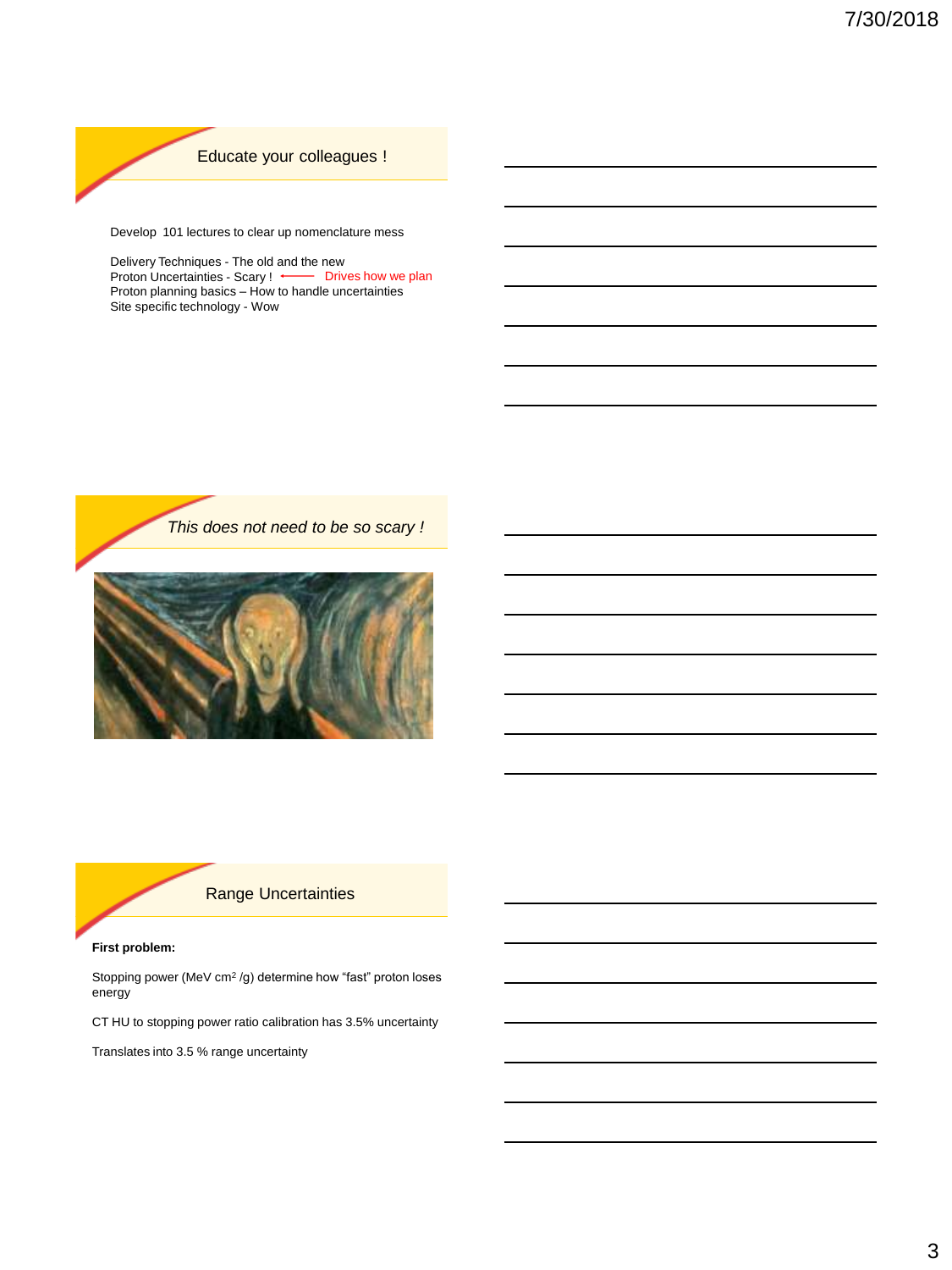## Educate your colleagues !

Develop 101 lectures to clear up nomenclature mess

Delivery Techniques - The old and the new
Proton Uncertainties - Scary ! ←—— Drives how we plan
Proton planning basics – How to handle uncertainties
Site specific technology - Wow

## *This does not need to be so scary !*

## Range Uncertainties

**First problem:**

Stopping power (MeV $cm^2$ /g) determine how "fast" proton loses energy

CT HU to stopping power ratio calibration has 3.5% uncertainty

Translates into 3.5 % range uncertainty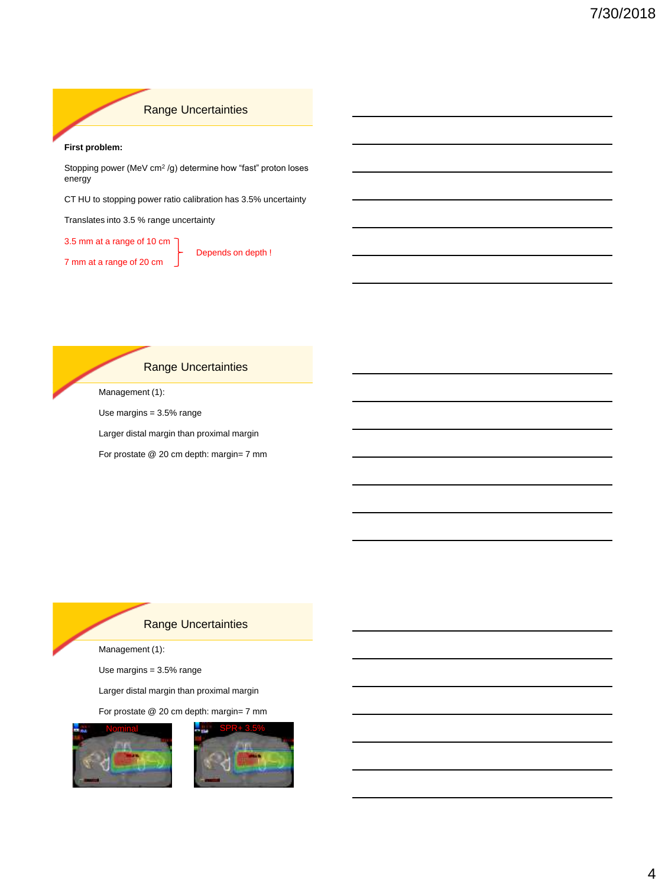## Range Uncertainties

**First problem:**

Stopping power (MeV cm$^2$ /g) determine how "fast" proton loses energy

CT HU to stopping power ratio calibration has 3.5% uncertainty

Translates into 3.5 % range uncertainty

3.5 mm at a range of 10 cm
7 mm at a range of 20 cm

Depends on depth !

## Range Uncertainties

Management (1):

Use margins = 3.5% range

Larger distal margin than proximal margin

For prostate @ 20 cm depth: margin= 7 mm

## Range Uncertainties

Management (1):

Use margins = 3.5% range

Larger distal margin than proximal margin

For prostate @ 20 cm depth: margin= 7 mm

Nominal

SPR+ 3.5%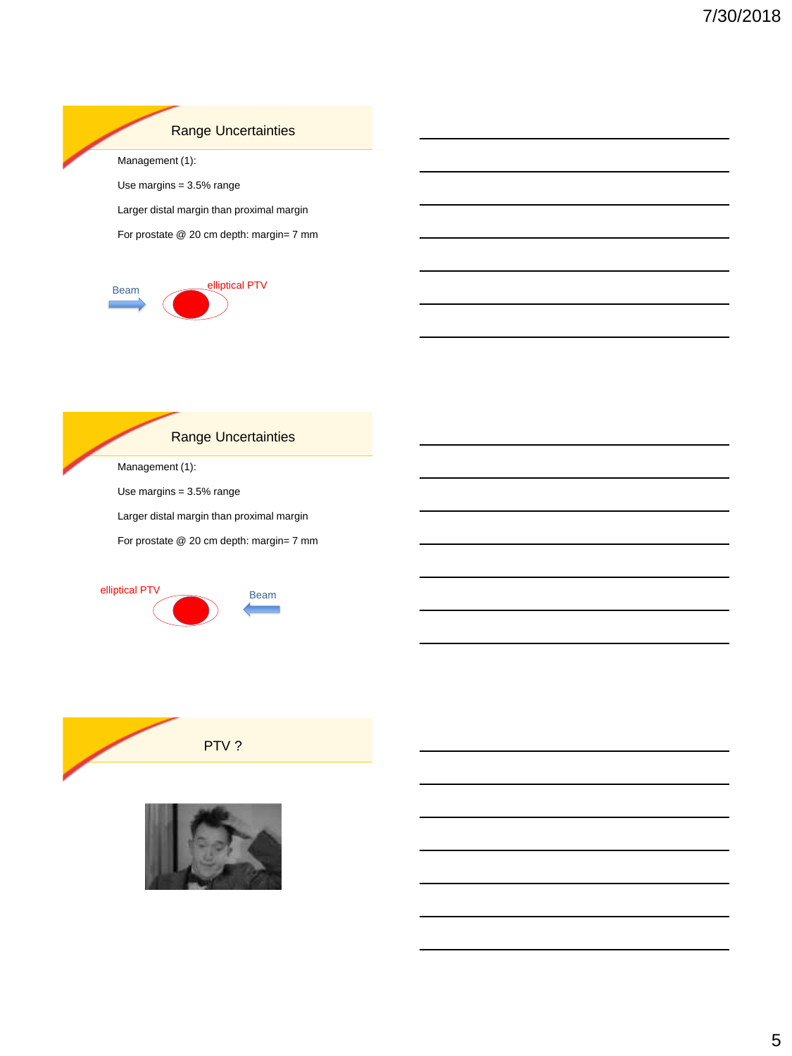## Range Uncertainties

Management (1):

Use margins = 3.5% range

Larger distal margin than proximal margin

For prostate @ 20 cm depth: margin= 7 mm

Beam

elliptical PTV

## Range Uncertainties

Management (1):

Use margins = 3.5% range

Larger distal margin than proximal margin

For prostate @ 20 cm depth: margin= 7 mm

elliptical PTV

Beam

## PTV ?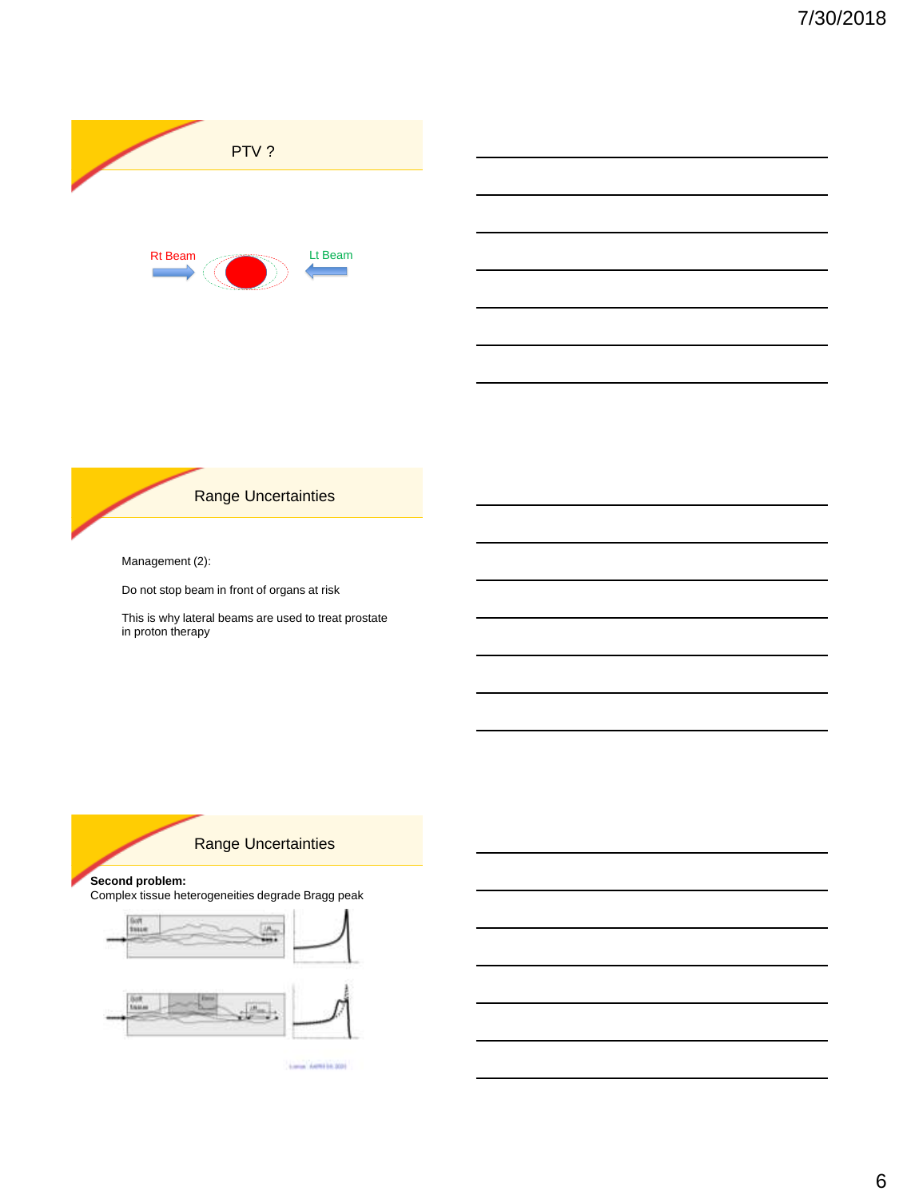## PTV ?

Rt Beam

Lt Beam

## Range Uncertainties

Management (2):

Do not stop beam in front of organs at risk

This is why lateral beams are used to treat prostate in proton therapy

## Range Uncertainties

**Second problem:**
Complex tissue heterogeneities degrade Bragg peak

Soft tissue

Soft tissue

Bone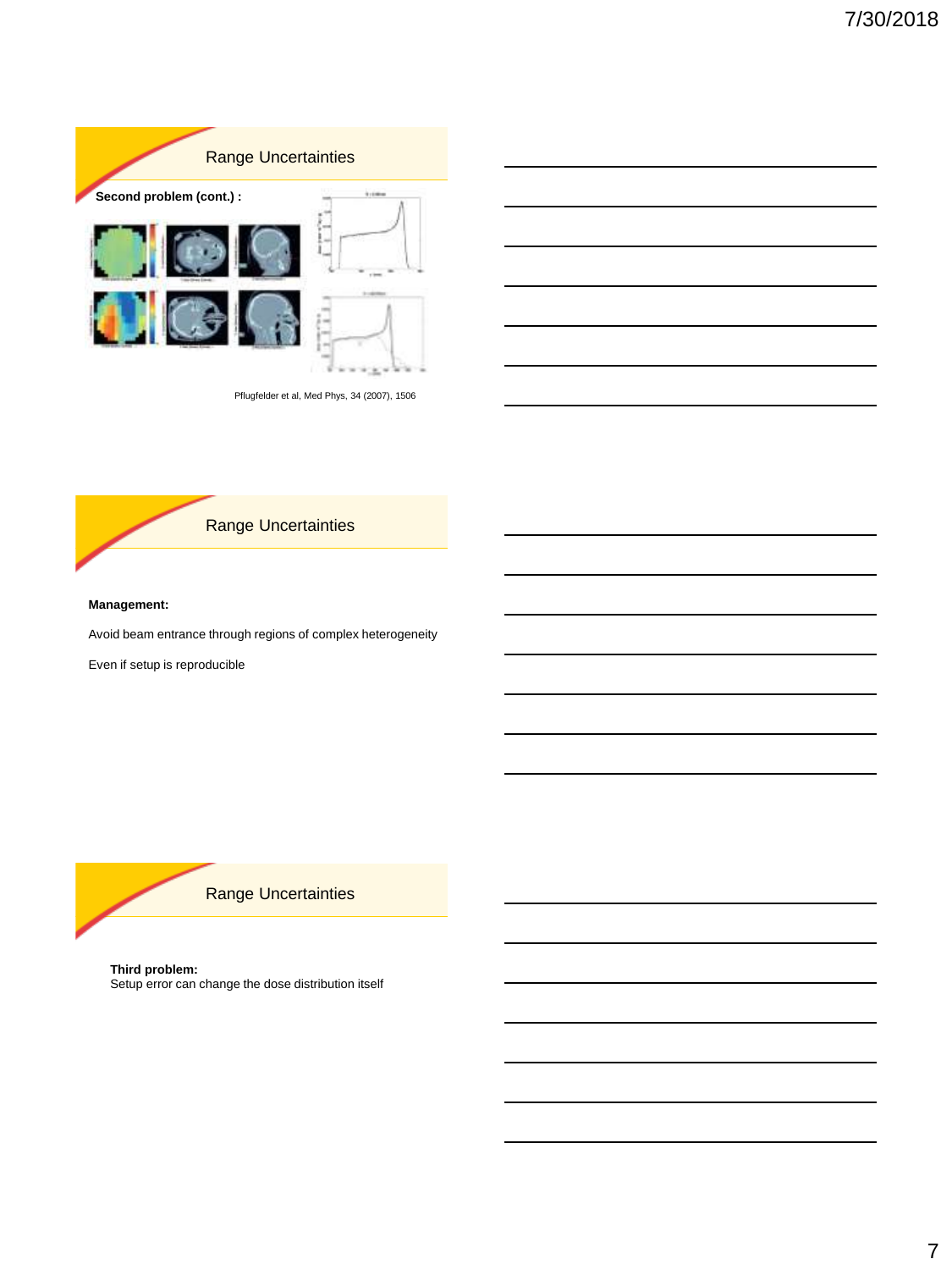## Range Uncertainties

**Second problem (cont.) :**

Pflugfelder et al, Med Phys, 34 (2007), 1506

## Range Uncertainties

**Management:**

Avoid beam entrance through regions of complex heterogeneity

Even if setup is reproducible

## Range Uncertainties

**Third problem:**
Setup error can change the dose distribution itself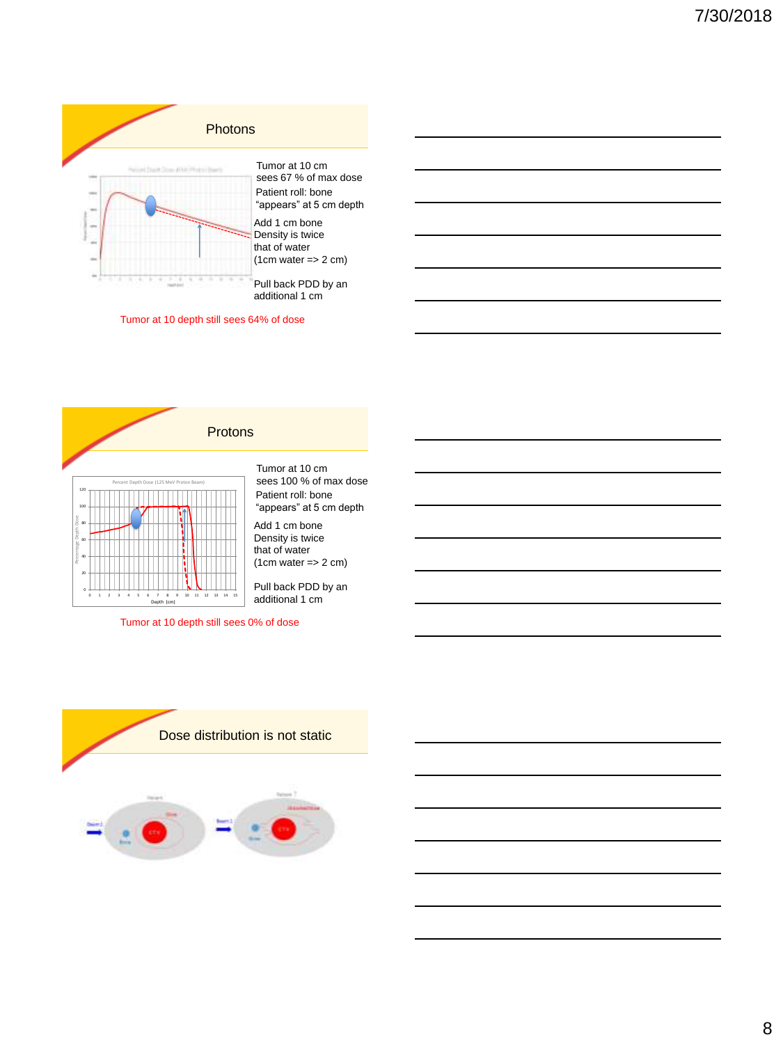## Photons

Tumor at 10 cm sees 67 % of max dose

Patient roll: bone "appears" at 5 cm depth

Add 1 cm bone Density is twice that of water (1cm water => 2 cm)

Pull back PDD by an additional 1 cm

Tumor at 10 depth still sees 64% of dose

## Protons

Percent Depth Dose (125 MeV Proton Beam)

120
100
80
60
40
20
0

Percentage Depth Dose

0 1 2 3 4 5 6 7 8 9 10 11 12 13 14 15

Depth (cm)

Tumor at 10 cm sees 100 % of max dose

Patient roll: bone "appears" at 5 cm depth

Add 1 cm bone Density is twice that of water (1cm water => 2 cm)

Pull back PDD by an additional 1 cm

Tumor at 10 depth still sees 0% of dose

## Dose distribution is not static

CTV

CTV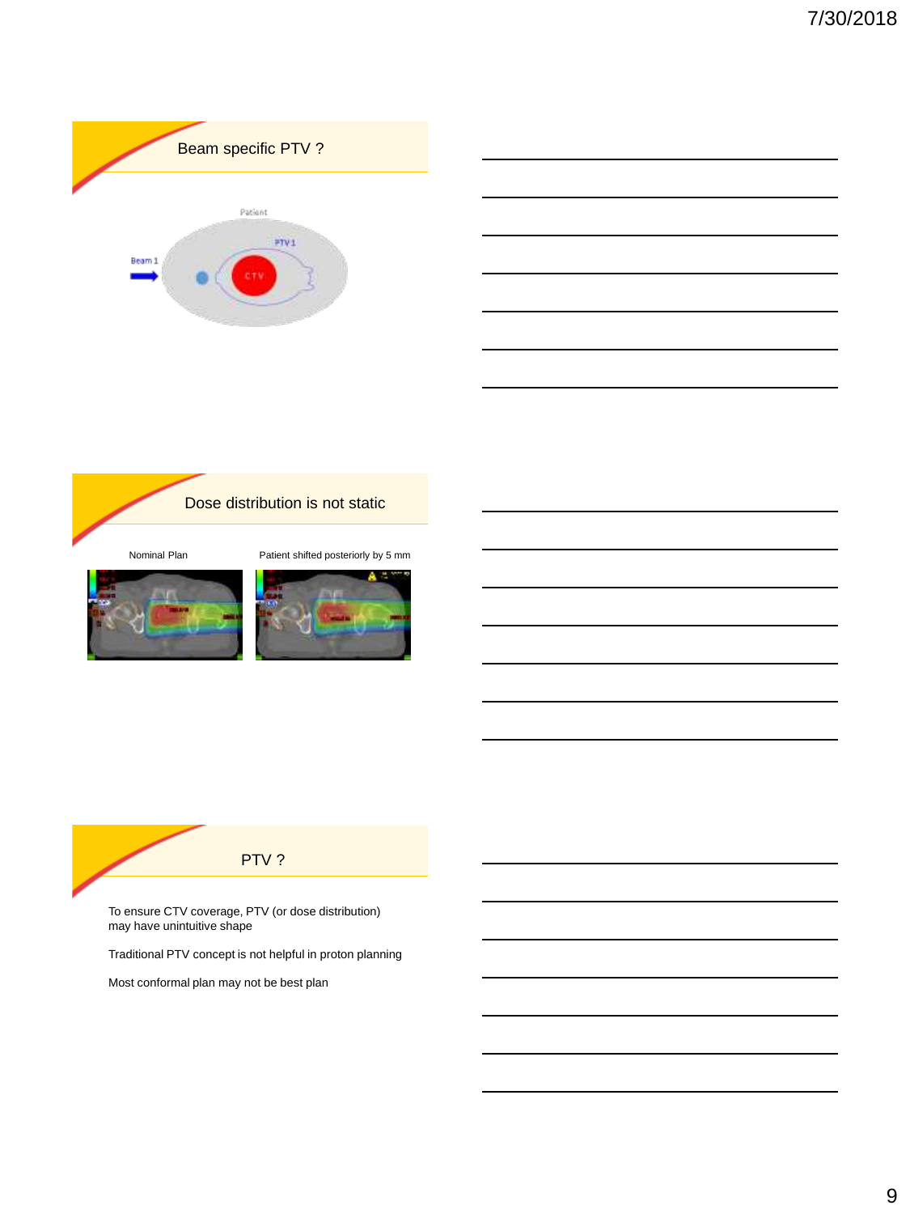## Beam specific PTV ?

Patient

PTV 1

Beam 1

CTV

## Dose distribution is not static

Nominal Plan

Patient shifted posteriorly by 5 mm

## PTV ?

To ensure CTV coverage, PTV (or dose distribution) may have unintuitive shape

Traditional PTV concept is not helpful in proton planning

Most conformal plan may not be best plan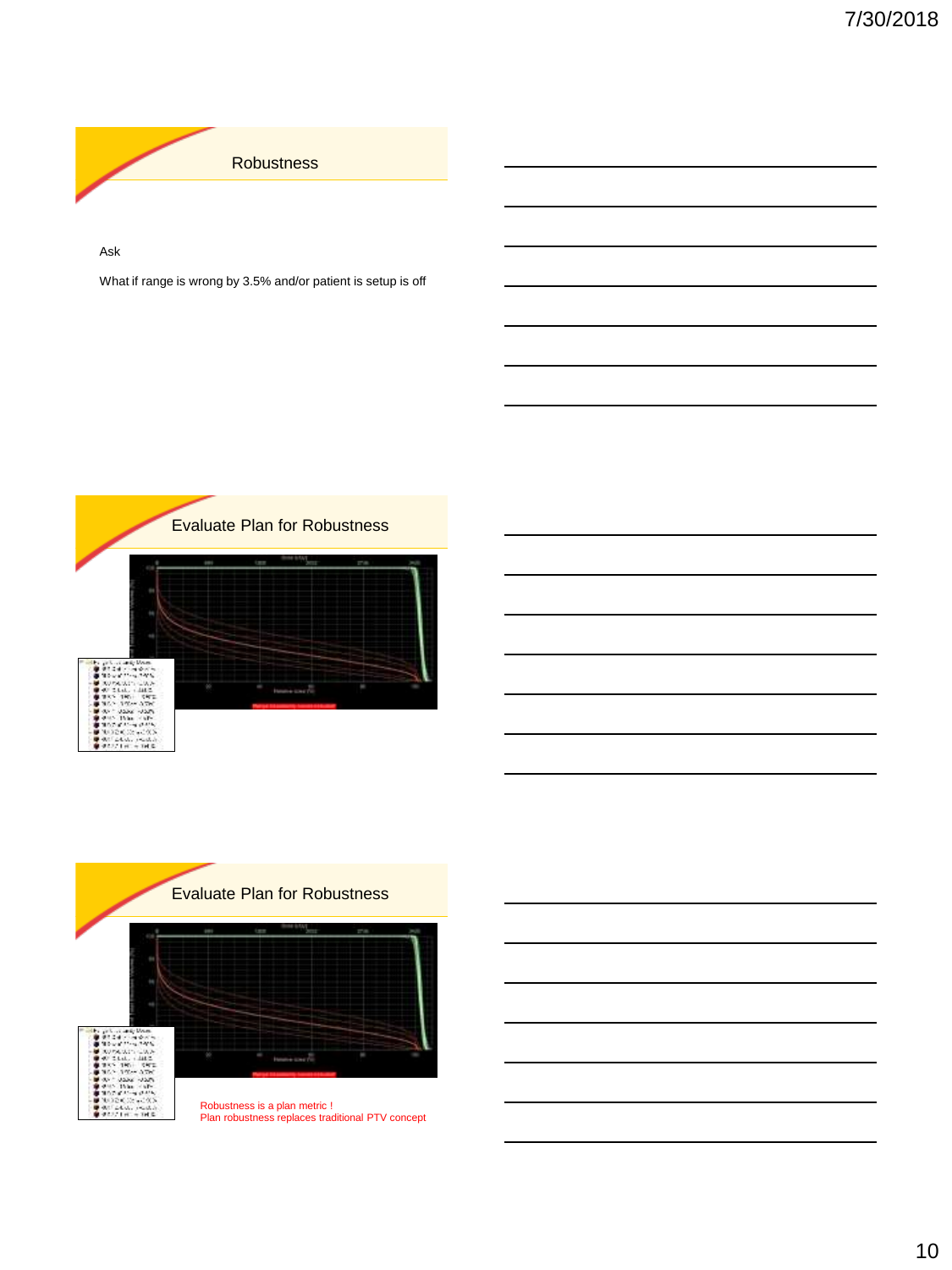## Robustness

Ask

What if range is wrong by 3.5% and/or patient is setup is off

## Evaluate Plan for Robustness

## Evaluate Plan for Robustness

Robustness is a plan metric !
Plan robustness replaces traditional PTV concept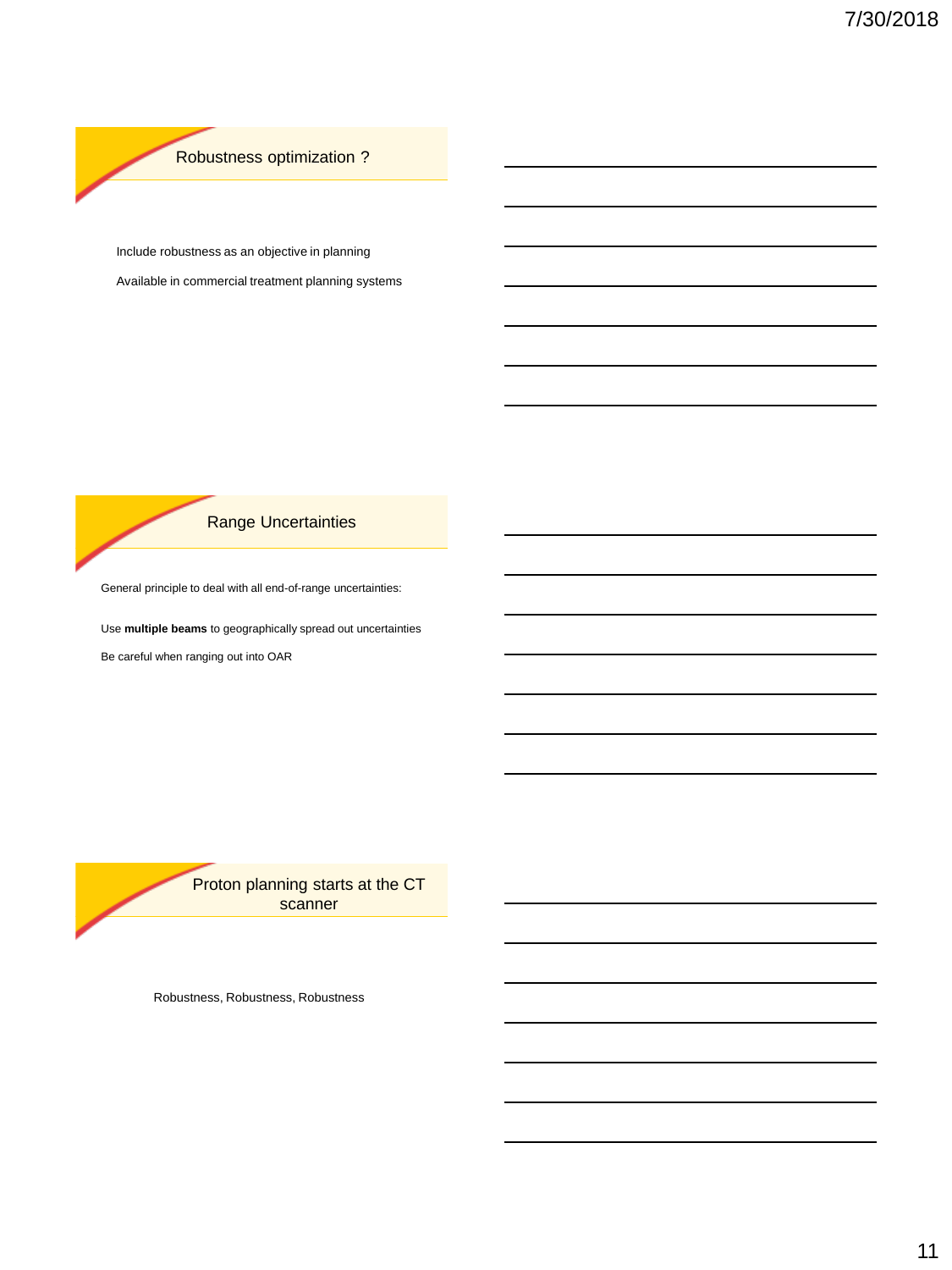## Robustness optimization ?

Include robustness as an objective in planning

Available in commercial treatment planning systems

## Range Uncertainties

General principle to deal with all end-of-range uncertainties:

Use **multiple beams** to geographically spread out uncertainties

Be careful when ranging out into OAR

## Proton planning starts at the CT scanner

Robustness, Robustness, Robustness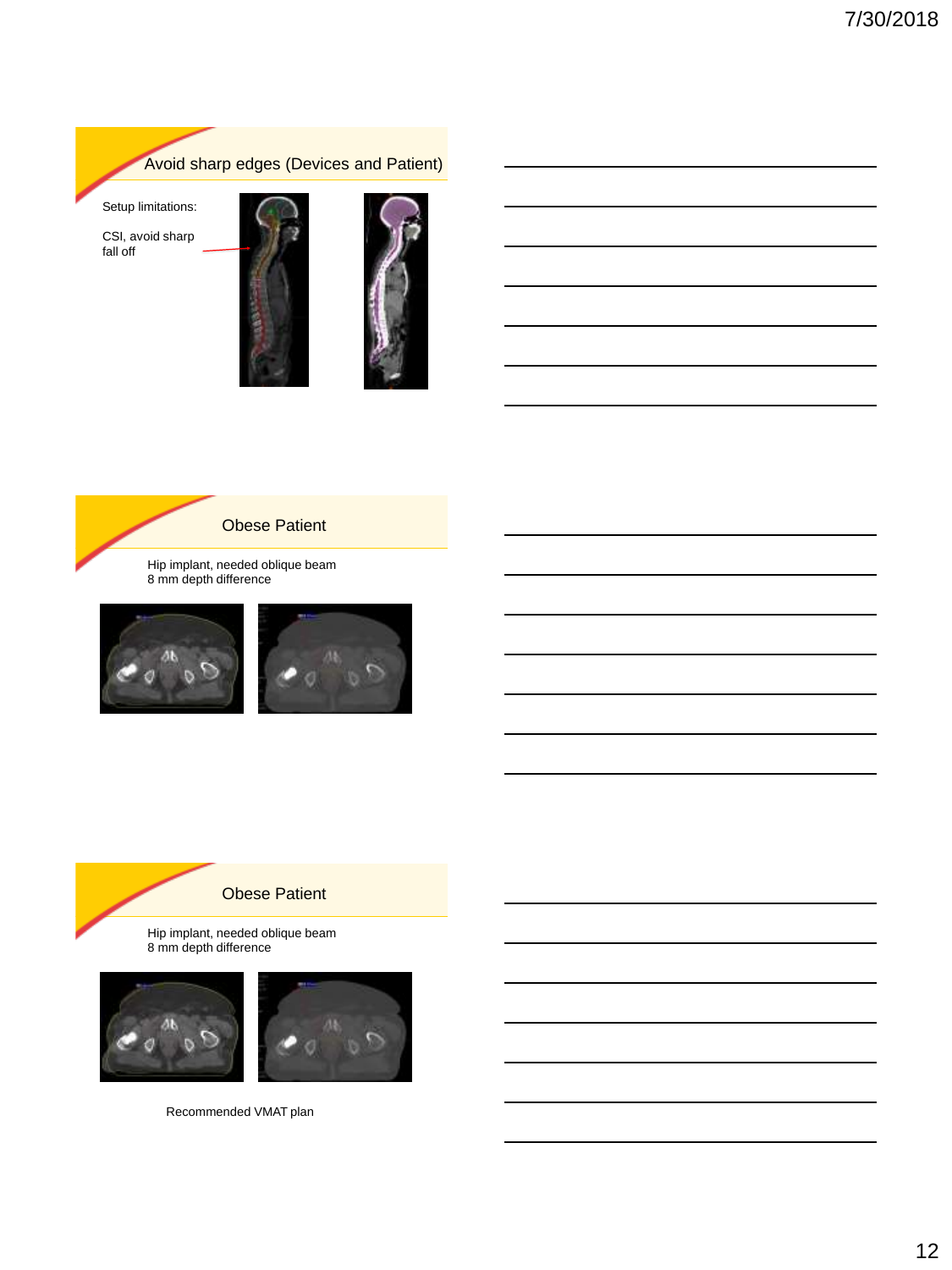## Avoid sharp edges (Devices and Patient)

Setup limitations:

CSI, avoid sharp fall off

## Obese Patient

Hip implant, needed oblique beam
8 mm depth difference

## Obese Patient

Hip implant, needed oblique beam
8 mm depth difference

Recommended VMAT plan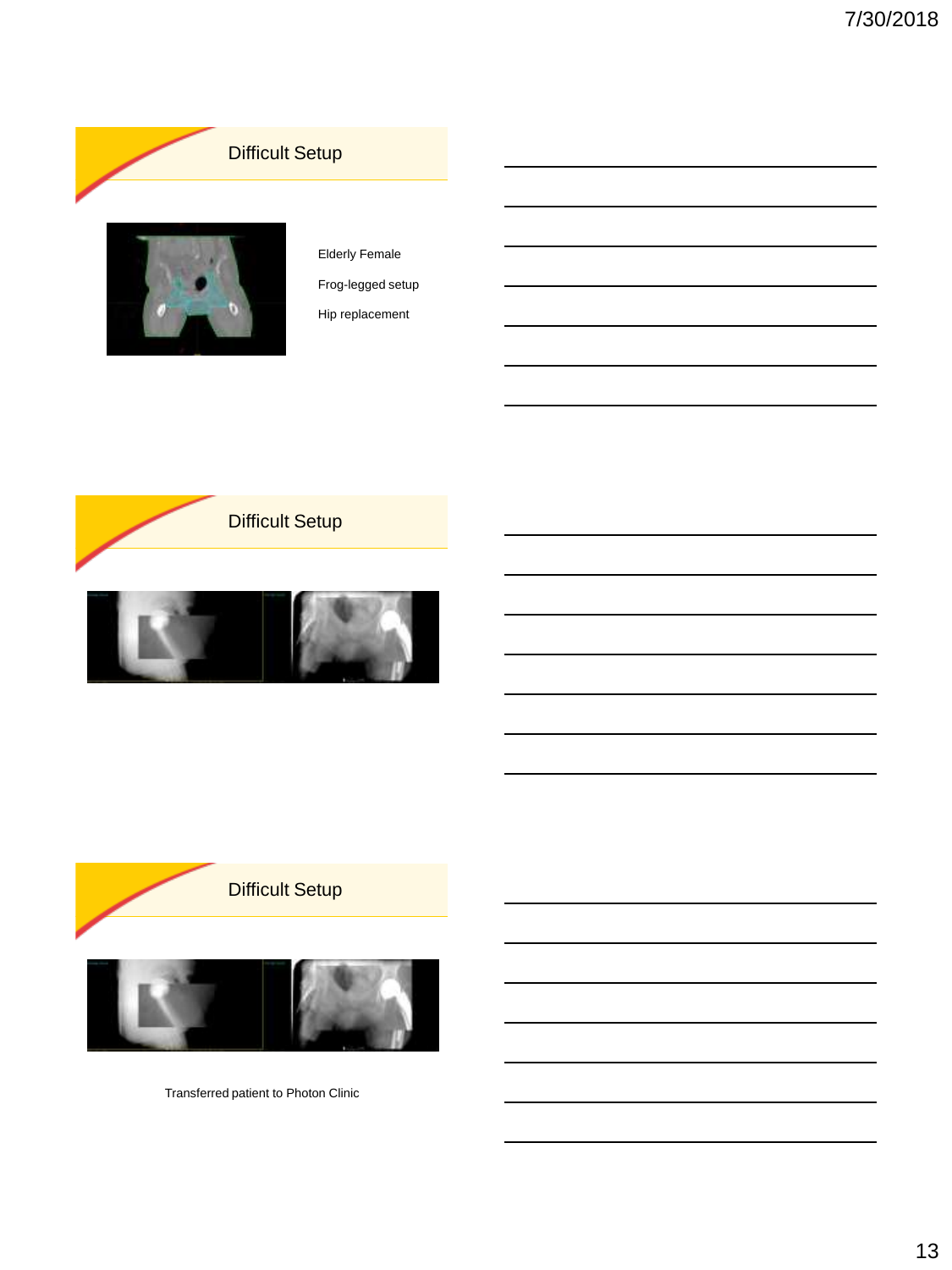## Difficult Setup

Elderly Female

Frog-legged setup

Hip replacement

## Difficult Setup

## Difficult Setup

Transferred patient to Photon Clinic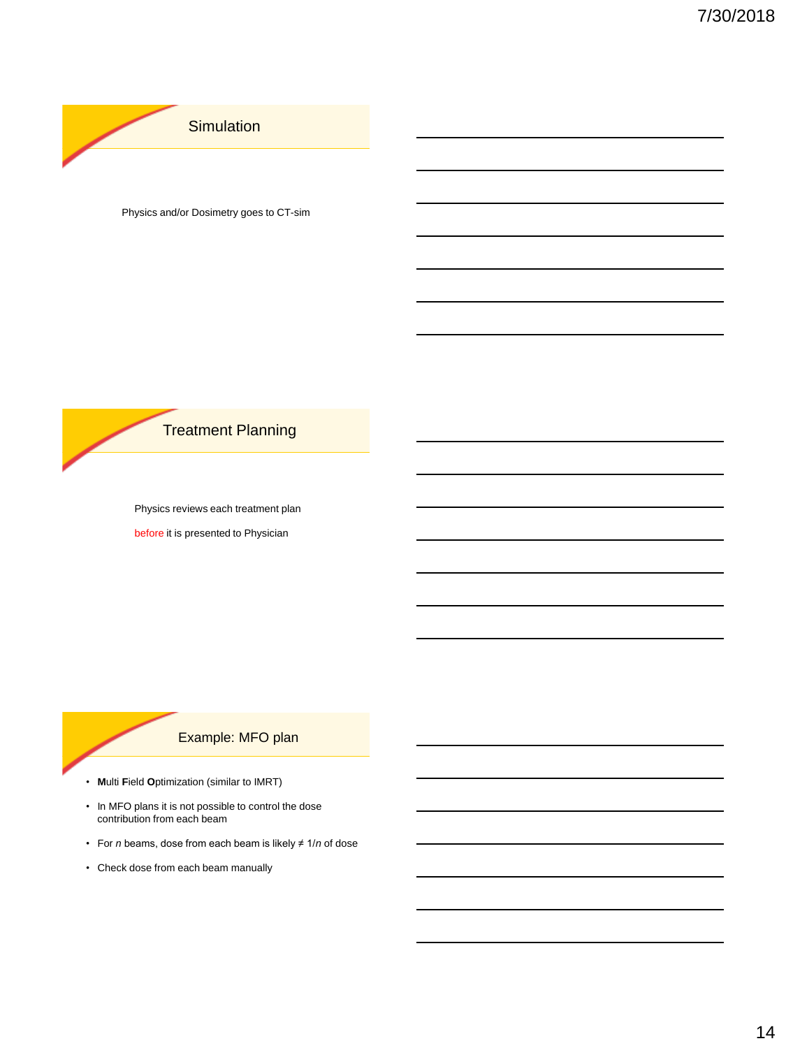## Simulation

Physics and/or Dosimetry goes to CT-sim

## Treatment Planning

Physics reviews each treatment plan

before it is presented to Physician

## Example: MFO plan

- **M**ulti **F**ield **O**ptimization (similar to IMRT)
- In MFO plans it is not possible to control the dose contribution from each beam
- For *n* beams, dose from each beam is likely $\neq 1/n$ of dose
- Check dose from each beam manually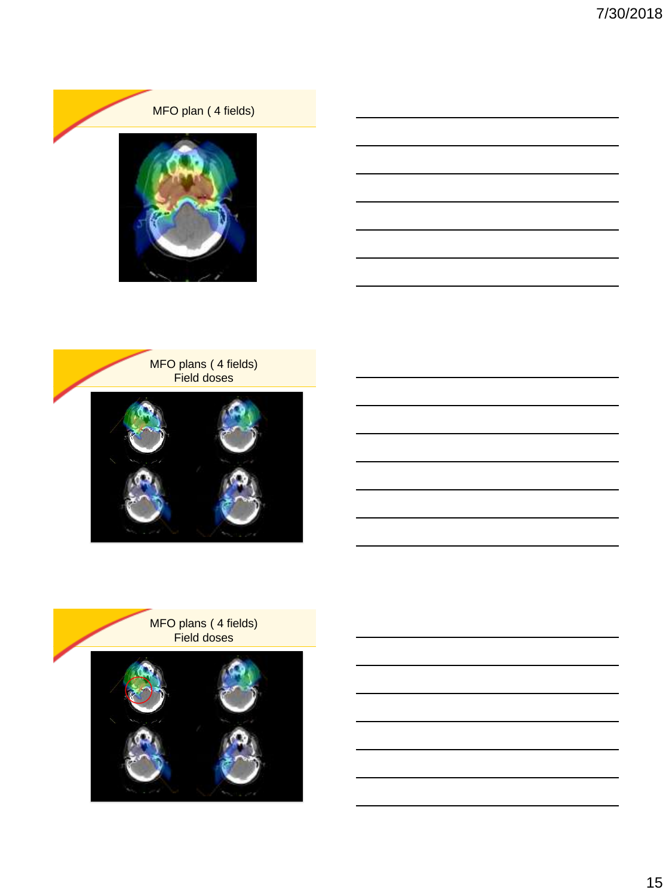## MFO plan ( 4 fields)

## MFO plans ( 4 fields)
Field doses

## MFO plans ( 4 fields)
Field doses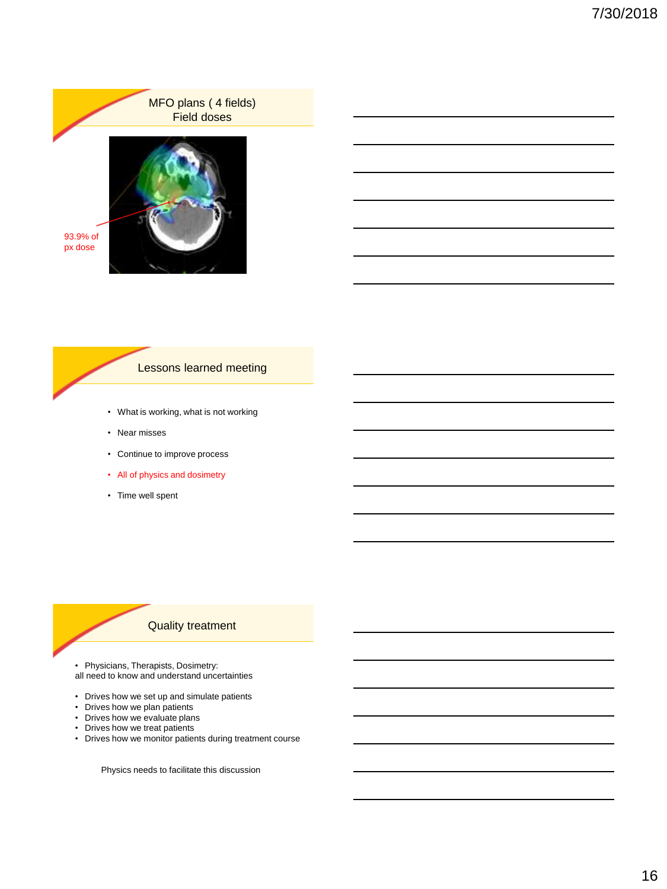## MFO plans ( 4 fields)
## Field doses

93.9% of px dose

## Lessons learned meeting

- What is working, what is not working
- Near misses
- Continue to improve process
- All of physics and dosimetry
- Time well spent

## Quality treatment

- Physicians, Therapists, Dosimetry: all need to know and understand uncertainties

- Drives how we set up and simulate patients
- Drives how we plan patients
- Drives how we evaluate plans
- Drives how we treat patients
- Drives how we monitor patients during treatment course

Physics needs to facilitate this discussion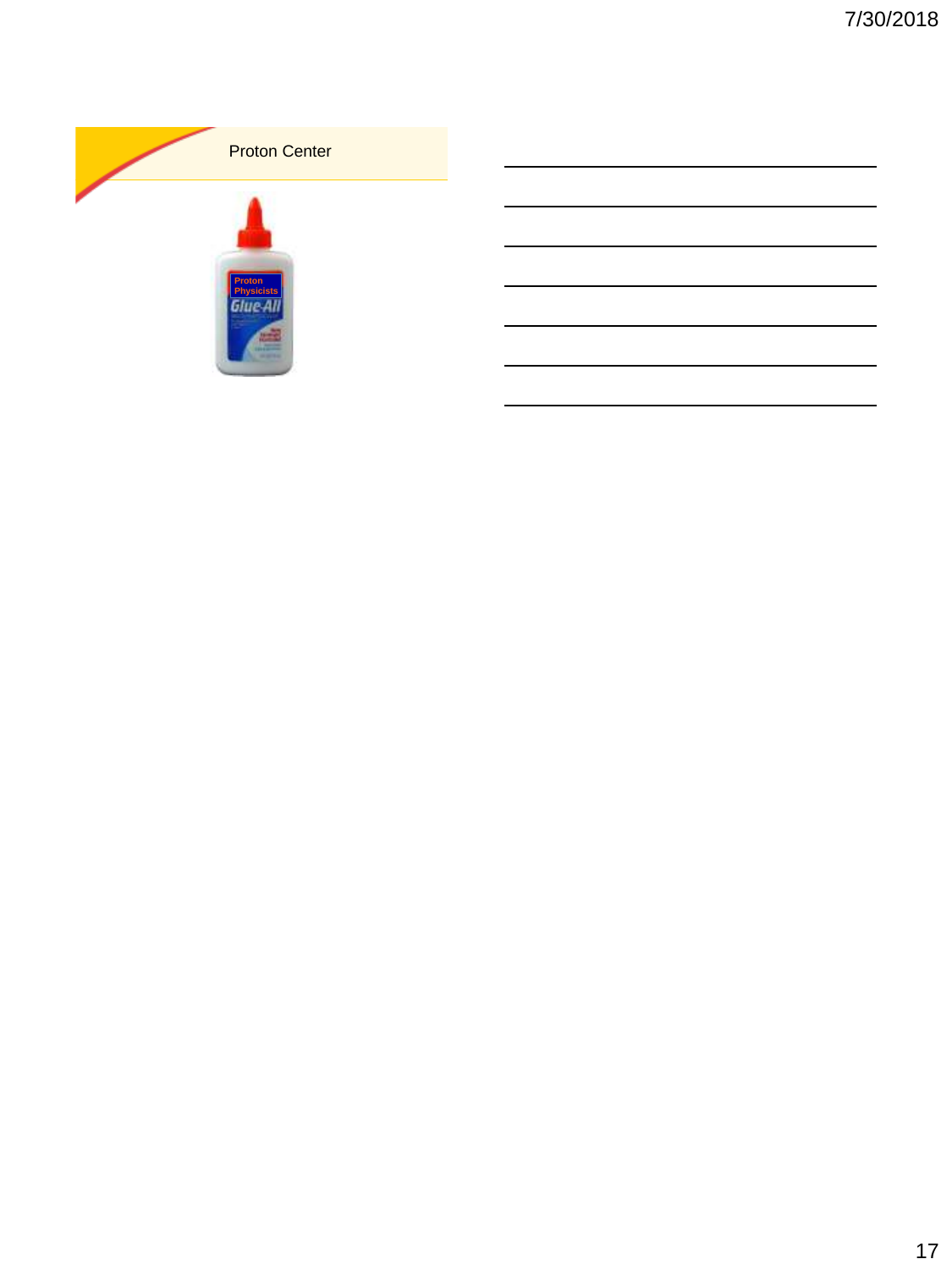## Proton Center